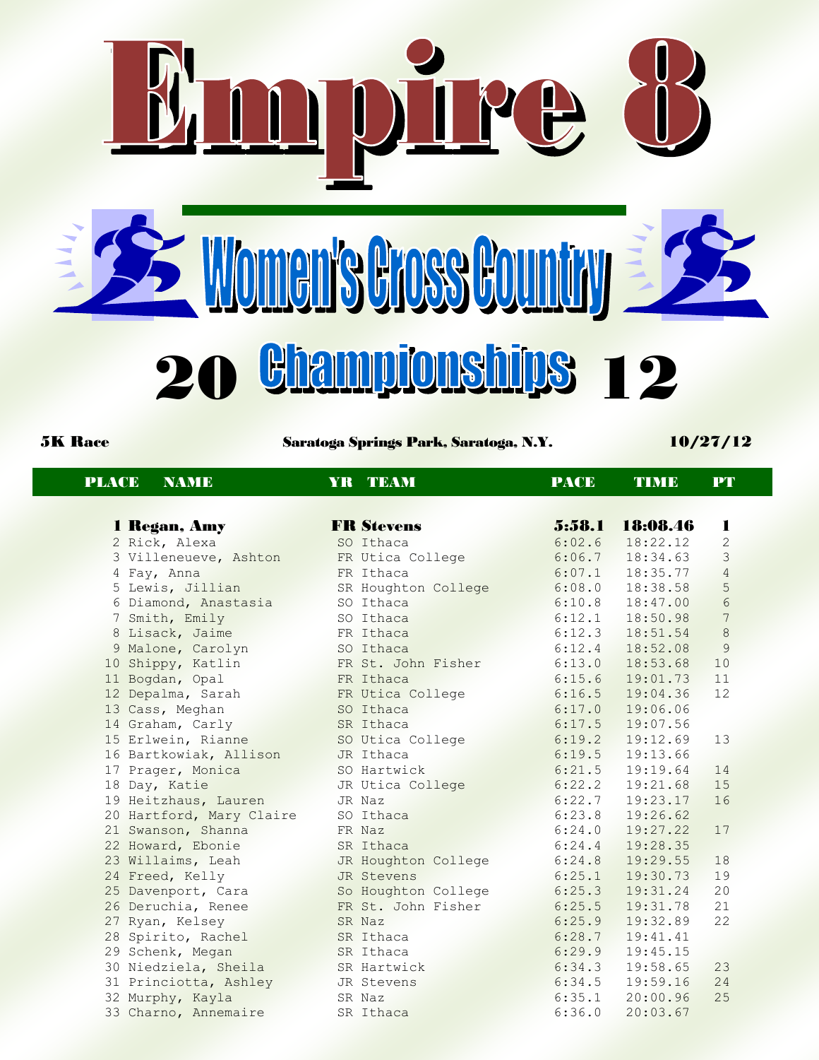# Empire 8

## Women's Cross Country

## 20 Championships 12

**5K Race** — **Saratoga Springs Park, Saratoga, N.Y.** — **10/27/12**

| PLACE | NAME | YR | TEAM | PACE | TIME | PT |
|---|---|---|---|---|---|---|
| **1** | **Regan, Amy** | **FR** | **Stevens** | **5:58.1** | **18:08.46** | **1** |
| 2 | Rick, Alexa | SO | Ithaca | 6:02.6 | 18:22.12 | 2 |
| 3 | Villeneueve, Ashton | FR | Utica College | 6:06.7 | 18:34.63 | 3 |
| 4 | Fay, Anna | FR | Ithaca | 6:07.1 | 18:35.77 | 4 |
| 5 | Lewis, Jillian | SR | Houghton College | 6:08.0 | 18:38.58 | 5 |
| 6 | Diamond, Anastasia | SO | Ithaca | 6:10.8 | 18:47.00 | 6 |
| 7 | Smith, Emily | SO | Ithaca | 6:12.1 | 18:50.98 | 7 |
| 8 | Lisack, Jaime | FR | Ithaca | 6:12.3 | 18:51.54 | 8 |
| 9 | Malone, Carolyn | SO | Ithaca | 6:12.4 | 18:52.08 | 9 |
| 10 | Shippy, Katlin | FR | St. John Fisher | 6:13.0 | 18:53.68 | 10 |
| 11 | Bogdan, Opal | FR | Ithaca | 6:15.6 | 19:01.73 | 11 |
| 12 | Depalma, Sarah | FR | Utica College | 6:16.5 | 19:04.36 | 12 |
| 13 | Cass, Meghan | SO | Ithaca | 6:17.0 | 19:06.06 | |
| 14 | Graham, Carly | SR | Ithaca | 6:17.5 | 19:07.56 | |
| 15 | Erlwein, Rianne | SO | Utica College | 6:19.2 | 19:12.69 | 13 |
| 16 | Bartkowiak, Allison | JR | Ithaca | 6:19.5 | 19:13.66 | |
| 17 | Prager, Monica | SO | Hartwick | 6:21.5 | 19:19.64 | 14 |
| 18 | Day, Katie | JR | Utica College | 6:22.2 | 19:21.68 | 15 |
| 19 | Heitzhaus, Lauren | JR | Naz | 6:22.7 | 19:23.17 | 16 |
| 20 | Hartford, Mary Claire | SO | Ithaca | 6:23.8 | 19:26.62 | |
| 21 | Swanson, Shanna | FR | Naz | 6:24.0 | 19:27.22 | 17 |
| 22 | Howard, Ebonie | SR | Ithaca | 6:24.4 | 19:28.35 | |
| 23 | Willaims, Leah | JR | Houghton College | 6:24.8 | 19:29.55 | 18 |
| 24 | Freed, Kelly | JR | Stevens | 6:25.1 | 19:30.73 | 19 |
| 25 | Davenport, Cara | So | Houghton College | 6:25.3 | 19:31.24 | 20 |
| 26 | Deruchia, Renee | FR | St. John Fisher | 6:25.5 | 19:31.78 | 21 |
| 27 | Ryan, Kelsey | SR | Naz | 6:25.9 | 19:32.89 | 22 |
| 28 | Spirito, Rachel | SR | Ithaca | 6:28.7 | 19:41.41 | |
| 29 | Schenk, Megan | SR | Ithaca | 6:29.9 | 19:45.15 | |
| 30 | Niedziela, Sheila | SR | Hartwick | 6:34.3 | 19:58.65 | 23 |
| 31 | Princiotta, Ashley | JR | Stevens | 6:34.5 | 19:59.16 | 24 |
| 32 | Murphy, Kayla | SR | Naz | 6:35.1 | 20:00.96 | 25 |
| 33 | Charno, Annemaire | SR | Ithaca | 6:36.0 | 20:03.67 | |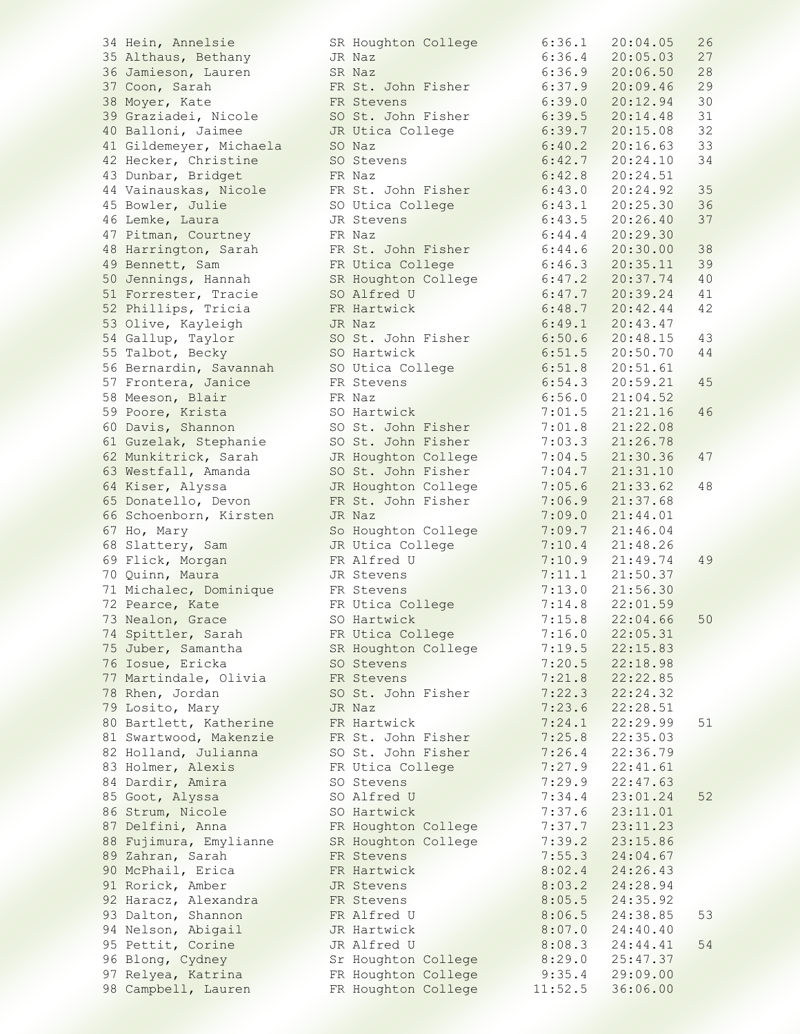```
34 Hein, Annelsie          SR Houghton College      6:36.1    20:04.05    26
35 Althaus, Bethany        JR Naz                   6:36.4    20:05.03    27
36 Jamieson, Lauren        SR Naz                   6:36.9    20:06.50    28
37 Coon, Sarah             FR St. John Fisher       6:37.9    20:09.46    29
38 Moyer, Kate             FR Stevens               6:39.0    20:12.94    30
39 Graziadei, Nicole       SO St. John Fisher       6:39.5    20:14.48    31
40 Balloni, Jaimee         JR Utica College         6:39.7    20:15.08    32
41 Gildemeyer, Michaela    SO Naz                   6:40.2    20:16.63    33
42 Hecker, Christine       SO Stevens               6:42.7    20:24.10    34
43 Dunbar, Bridget         FR Naz                   6:42.8    20:24.51
44 Vainauskas, Nicole      FR St. John Fisher       6:43.0    20:24.92    35
45 Bowler, Julie           SO Utica College         6:43.1    20:25.30    36
46 Lemke, Laura            JR Stevens               6:43.5    20:26.40    37
47 Pitman, Courtney        FR Naz                   6:44.4    20:29.30
48 Harrington, Sarah       FR St. John Fisher       6:44.6    20:30.00    38
49 Bennett, Sam            FR Utica College         6:46.3    20:35.11    39
50 Jennings, Hannah        SR Houghton College      6:47.2    20:37.74    40
51 Forrester, Tracie       SO Alfred U              6:47.7    20:39.24    41
52 Phillips, Tricia        FR Hartwick              6:48.7    20:42.44    42
53 Olive, Kayleigh         JR Naz                   6:49.1    20:43.47
54 Gallup, Taylor          SO St. John Fisher       6:50.6    20:48.15    43
55 Talbot, Becky           SO Hartwick              6:51.5    20:50.70    44
56 Bernardin, Savannah     SO Utica College         6:51.8    20:51.61
57 Frontera, Janice        FR Stevens               6:54.3    20:59.21    45
58 Meeson, Blair           FR Naz                   6:56.0    21:04.52
59 Poore, Krista           SO Hartwick              7:01.5    21:21.16    46
60 Davis, Shannon          SO St. John Fisher       7:01.8    21:22.08
61 Guzelak, Stephanie      SO St. John Fisher       7:03.3    21:26.78
62 Munkitrick, Sarah       JR Houghton College      7:04.5    21:30.36    47
63 Westfall, Amanda        SO St. John Fisher       7:04.7    21:31.10
64 Kiser, Alyssa           JR Houghton College      7:05.6    21:33.62    48
65 Donatello, Devon        FR St. John Fisher       7:06.9    21:37.68
66 Schoenborn, Kirsten     JR Naz                   7:09.0    21:44.01
67 Ho, Mary                So Houghton College      7:09.7    21:46.04
68 Slattery, Sam           JR Utica College         7:10.4    21:48.26
69 Flick, Morgan           FR Alfred U              7:10.9    21:49.74    49
70 Quinn, Maura            JR Stevens               7:11.1    21:50.37
71 Michalec, Dominique     FR Stevens               7:13.0    21:56.30
72 Pearce, Kate            FR Utica College         7:14.8    22:01.59
73 Nealon, Grace           SO Hartwick              7:15.8    22:04.66    50
74 Spittler, Sarah         FR Utica College         7:16.0    22:05.31
75 Juber, Samantha         SR Houghton College      7:19.5    22:15.83
76 Iosue, Ericka           SO Stevens               7:20.5    22:18.98
77 Martindale, Olivia      FR Stevens               7:21.8    22:22.85
78 Rhen, Jordan            SO St. John Fisher       7:22.3    22:24.32
79 Losito, Mary            JR Naz                   7:23.6    22:28.51
80 Bartlett, Katherine     FR Hartwick              7:24.1    22:29.99    51
81 Swartwood, Makenzie     FR St. John Fisher       7:25.8    22:35.03
82 Holland, Julianna       SO St. John Fisher       7:26.4    22:36.79
83 Holmer, Alexis          FR Utica College         7:27.9    22:41.61
84 Dardir, Amira           SO Stevens               7:29.9    22:47.63
85 Goot, Alyssa            SO Alfred U              7:34.4    23:01.24    52
86 Strum, Nicole           SO Hartwick              7:37.6    23:11.01
87 Delfini, Anna           FR Houghton College      7:37.7    23:11.23
88 Fujimura, Emylianne     SR Houghton College      7:39.2    23:15.86
89 Zahran, Sarah           FR Stevens               7:55.3    24:04.67
90 McPhail, Erica          FR Hartwick              8:02.4    24:26.43
91 Rorick, Amber           JR Stevens               8:03.2    24:28.94
92 Haracz, Alexandra       FR Stevens               8:05.5    24:35.92
93 Dalton, Shannon         FR Alfred U              8:06.5    24:38.85    53
94 Nelson, Abigail         JR Hartwick              8:07.0    24:40.40
95 Pettit, Corine          JR Alfred U              8:08.3    24:44.41    54
96 Blong, Cydney           Sr Houghton College      8:29.0    25:47.37
97 Relyea, Katrina         FR Houghton College      9:35.4    29:09.00
98 Campbell, Lauren        FR Houghton College     11:52.5    36:06.00
```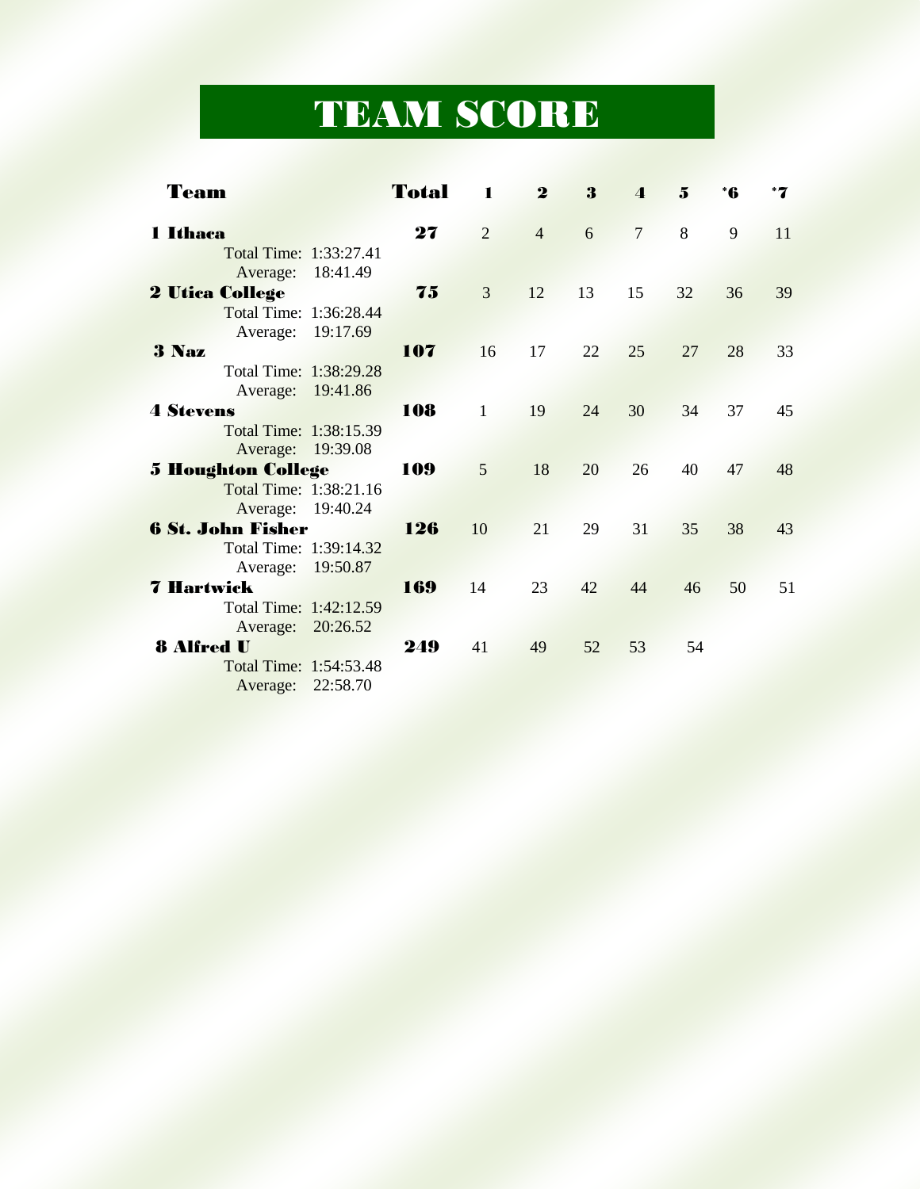# TEAM SCORE

| Team | Total | 1 | 2 | 3 | 4 | 5 | *6 | *7 |
|---|---|---|---|---|---|---|---|---|
| **1 Ithaca**<br>Total Time: 1:33:27.41<br>Average: 18:41.49 | **27** | 2 | 4 | 6 | 7 | 8 | 9 | 11 |
| **2 Utica College**<br>Total Time: 1:36:28.44<br>Average: 19:17.69 | **75** | 3 | 12 | 13 | 15 | 32 | 36 | 39 |
| **3 Naz**<br>Total Time: 1:38:29.28<br>Average: 19:41.86 | **107** | 16 | 17 | 22 | 25 | 27 | 28 | 33 |
| **4 Stevens**<br>Total Time: 1:38:15.39<br>Average: 19:39.08 | **108** | 1 | 19 | 24 | 30 | 34 | 37 | 45 |
| **5 Houghton College**<br>Total Time: 1:38:21.16<br>Average: 19:40.24 | **109** | 5 | 18 | 20 | 26 | 40 | 47 | 48 |
| **6 St. John Fisher**<br>Total Time: 1:39:14.32<br>Average: 19:50.87 | **126** | 10 | 21 | 29 | 31 | 35 | 38 | 43 |
| **7 Hartwick**<br>Total Time: 1:42:12.59<br>Average: 20:26.52 | **169** | 14 | 23 | 42 | 44 | 46 | 50 | 51 |
| **8 Alfred U**<br>Total Time: 1:54:53.48<br>Average: 22:58.70 | **249** | 41 | 49 | 52 | 53 | 54 | | |